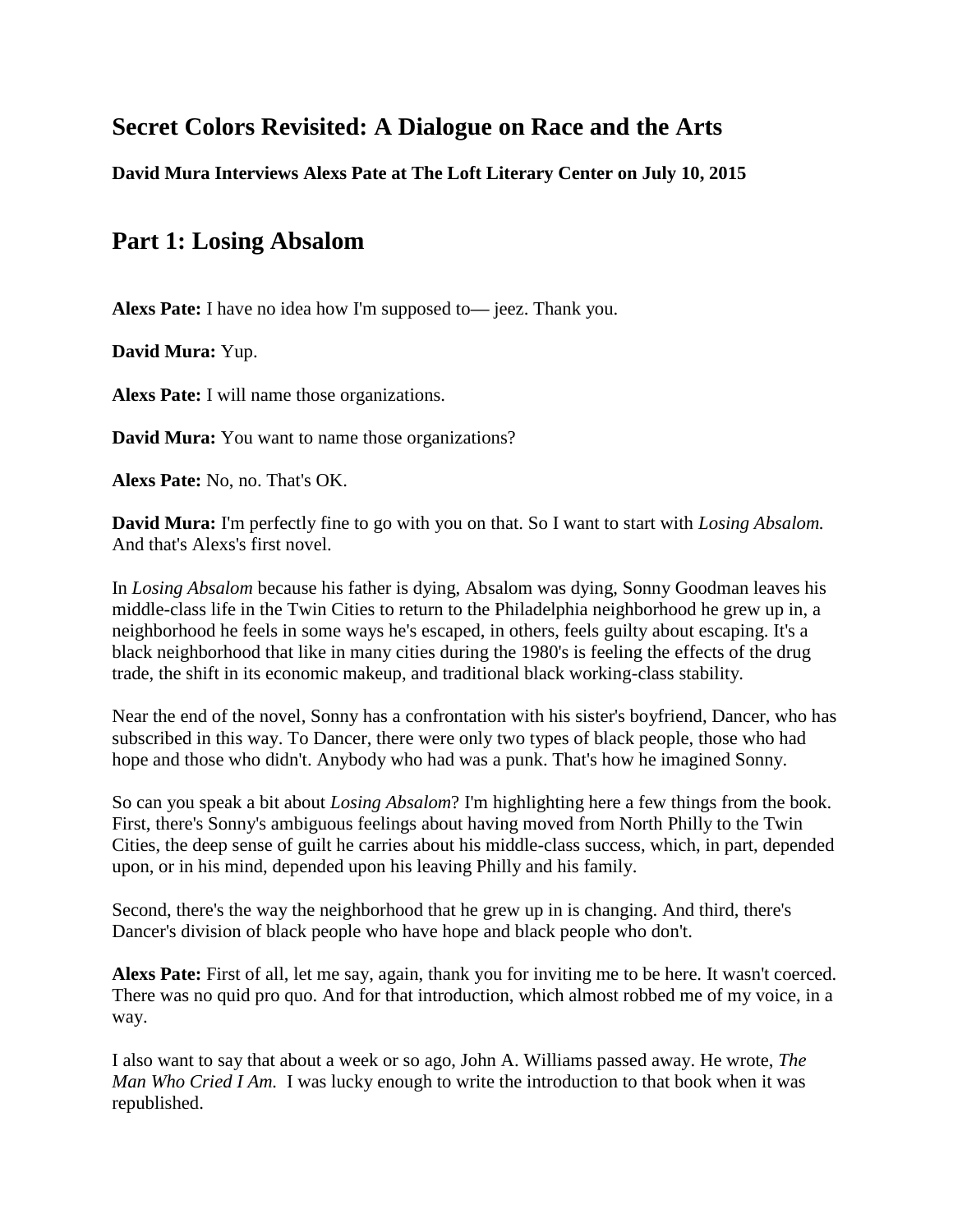# Secret Colors Revisited: A Dialogue on Race and the Arts

**David Mura Interviews Alexs Pate at The Loft Literary Center on July 10, 2015**

## Part 1: Losing Absalom

**Alexs Pate:** I have no idea how I'm supposed to— jeez. Thank you.

**David Mura:** Yup.

**Alexs Pate:** I will name those organizations.

**David Mura:** You want to name those organizations?

**Alexs Pate:** No, no. That's OK.

**David Mura:** I'm perfectly fine to go with you on that. So I want to start with *Losing Absalom.* And that's Alexs's first novel.

In *Losing Absalom* because his father is dying, Absalom was dying, Sonny Goodman leaves his middle-class life in the Twin Cities to return to the Philadelphia neighborhood he grew up in, a neighborhood he feels in some ways he's escaped, in others, feels guilty about escaping. It's a black neighborhood that like in many cities during the 1980's is feeling the effects of the drug trade, the shift in its economic makeup, and traditional black working-class stability.

Near the end of the novel, Sonny has a confrontation with his sister's boyfriend, Dancer, who has subscribed in this way. To Dancer, there were only two types of black people, those who had hope and those who didn't. Anybody who had was a punk. That's how he imagined Sonny.

So can you speak a bit about *Losing Absalom*? I'm highlighting here a few things from the book. First, there's Sonny's ambiguous feelings about having moved from North Philly to the Twin Cities, the deep sense of guilt he carries about his middle-class success, which, in part, depended upon, or in his mind, depended upon his leaving Philly and his family.

Second, there's the way the neighborhood that he grew up in is changing. And third, there's Dancer's division of black people who have hope and black people who don't.

**Alexs Pate:** First of all, let me say, again, thank you for inviting me to be here. It wasn't coerced. There was no quid pro quo. And for that introduction, which almost robbed me of my voice, in a way.

I also want to say that about a week or so ago, John A. Williams passed away. He wrote, *The Man Who Cried I Am.* I was lucky enough to write the introduction to that book when it was republished.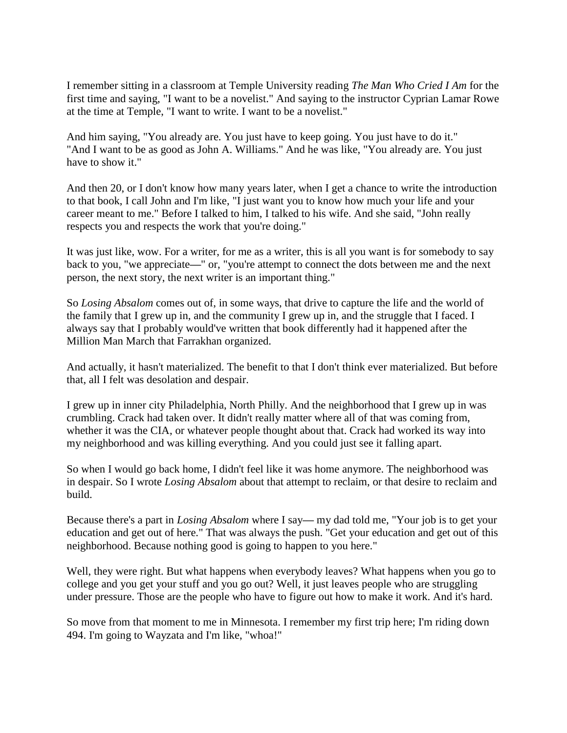I remember sitting in a classroom at Temple University reading *The Man Who Cried I Am* for the first time and saying, "I want to be a novelist." And saying to the instructor Cyprian Lamar Rowe at the time at Temple, "I want to write. I want to be a novelist."

And him saying, "You already are. You just have to keep going. You just have to do it." "And I want to be as good as John A. Williams." And he was like, "You already are. You just have to show it."

And then 20, or I don't know how many years later, when I get a chance to write the introduction to that book, I call John and I'm like, "I just want you to know how much your life and your career meant to me." Before I talked to him, I talked to his wife. And she said, "John really respects you and respects the work that you're doing."

It was just like, wow. For a writer, for me as a writer, this is all you want is for somebody to say back to you, "we appreciate—" or, "you're attempt to connect the dots between me and the next person, the next story, the next writer is an important thing."

So *Losing Absalom* comes out of, in some ways, that drive to capture the life and the world of the family that I grew up in, and the community I grew up in, and the struggle that I faced. I always say that I probably would've written that book differently had it happened after the Million Man March that Farrakhan organized.

And actually, it hasn't materialized. The benefit to that I don't think ever materialized. But before that, all I felt was desolation and despair.

I grew up in inner city Philadelphia, North Philly. And the neighborhood that I grew up in was crumbling. Crack had taken over. It didn't really matter where all of that was coming from, whether it was the CIA, or whatever people thought about that. Crack had worked its way into my neighborhood and was killing everything. And you could just see it falling apart.

So when I would go back home, I didn't feel like it was home anymore. The neighborhood was in despair. So I wrote *Losing Absalom* about that attempt to reclaim, or that desire to reclaim and build.

Because there's a part in *Losing Absalom* where I say— my dad told me, "Your job is to get your education and get out of here." That was always the push. "Get your education and get out of this neighborhood. Because nothing good is going to happen to you here."

Well, they were right. But what happens when everybody leaves? What happens when you go to college and you get your stuff and you go out? Well, it just leaves people who are struggling under pressure. Those are the people who have to figure out how to make it work. And it's hard.

So move from that moment to me in Minnesota. I remember my first trip here; I'm riding down 494. I'm going to Wayzata and I'm like, "whoa!"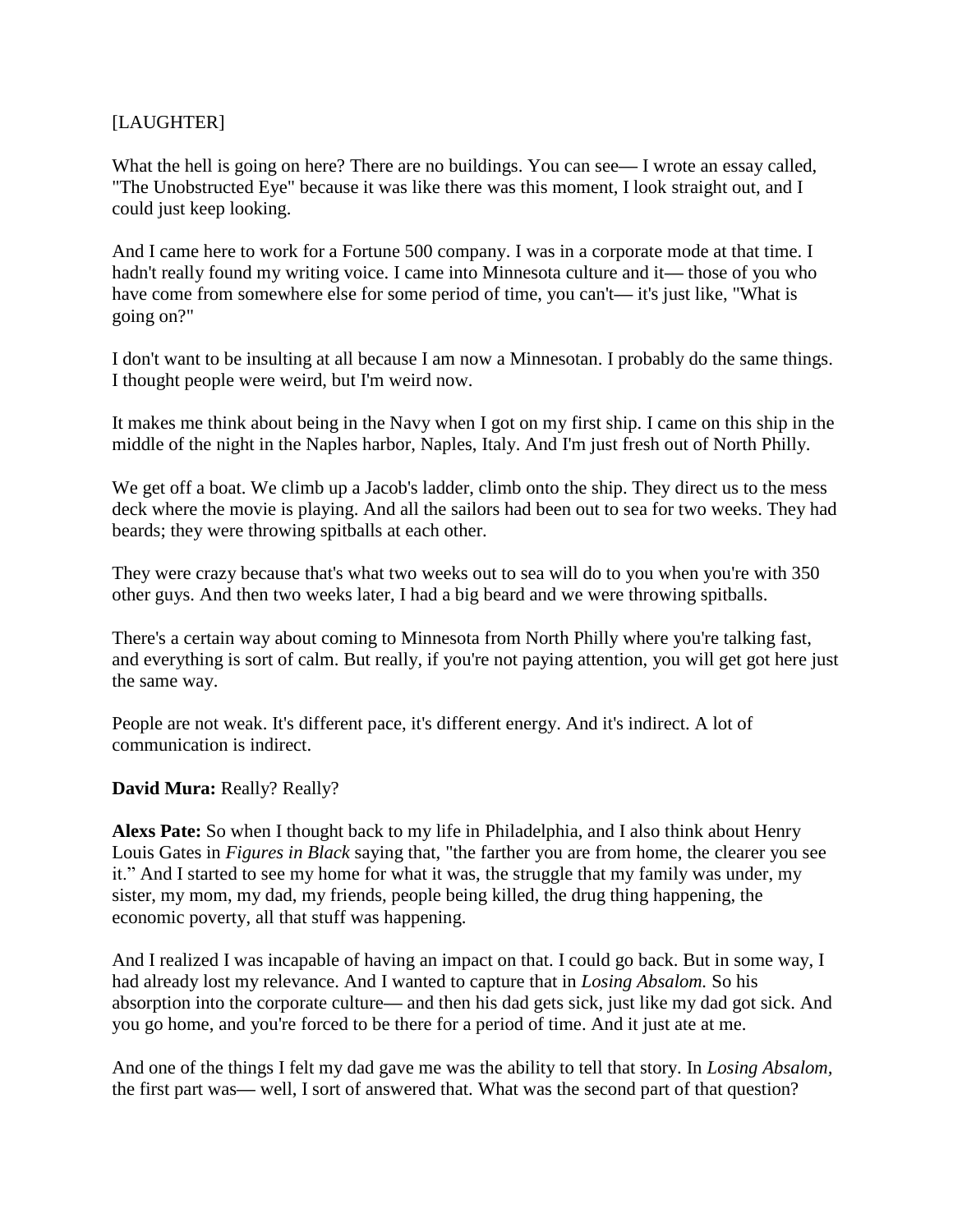[LAUGHTER]

What the hell is going on here? There are no buildings. You can see— I wrote an essay called, "The Unobstructed Eye" because it was like there was this moment, I look straight out, and I could just keep looking.

And I came here to work for a Fortune 500 company. I was in a corporate mode at that time. I hadn't really found my writing voice. I came into Minnesota culture and it— those of you who have come from somewhere else for some period of time, you can't— it's just like, "What is going on?"

I don't want to be insulting at all because I am now a Minnesotan. I probably do the same things. I thought people were weird, but I'm weird now.

It makes me think about being in the Navy when I got on my first ship. I came on this ship in the middle of the night in the Naples harbor, Naples, Italy. And I'm just fresh out of North Philly.

We get off a boat. We climb up a Jacob's ladder, climb onto the ship. They direct us to the mess deck where the movie is playing. And all the sailors had been out to sea for two weeks. They had beards; they were throwing spitballs at each other.

They were crazy because that's what two weeks out to sea will do to you when you're with 350 other guys. And then two weeks later, I had a big beard and we were throwing spitballs.

There's a certain way about coming to Minnesota from North Philly where you're talking fast, and everything is sort of calm. But really, if you're not paying attention, you will get got here just the same way.

People are not weak. It's different pace, it's different energy. And it's indirect. A lot of communication is indirect.

**David Mura:** Really? Really?

**Alexs Pate:** So when I thought back to my life in Philadelphia, and I also think about Henry Louis Gates in *Figures in Black* saying that, "the farther you are from home, the clearer you see it." And I started to see my home for what it was, the struggle that my family was under, my sister, my mom, my dad, my friends, people being killed, the drug thing happening, the economic poverty, all that stuff was happening.

And I realized I was incapable of having an impact on that. I could go back. But in some way, I had already lost my relevance. And I wanted to capture that in *Losing Absalom.* So his absorption into the corporate culture— and then his dad gets sick, just like my dad got sick. And you go home, and you're forced to be there for a period of time. And it just ate at me.

And one of the things I felt my dad gave me was the ability to tell that story. In *Losing Absalom*, the first part was— well, I sort of answered that. What was the second part of that question?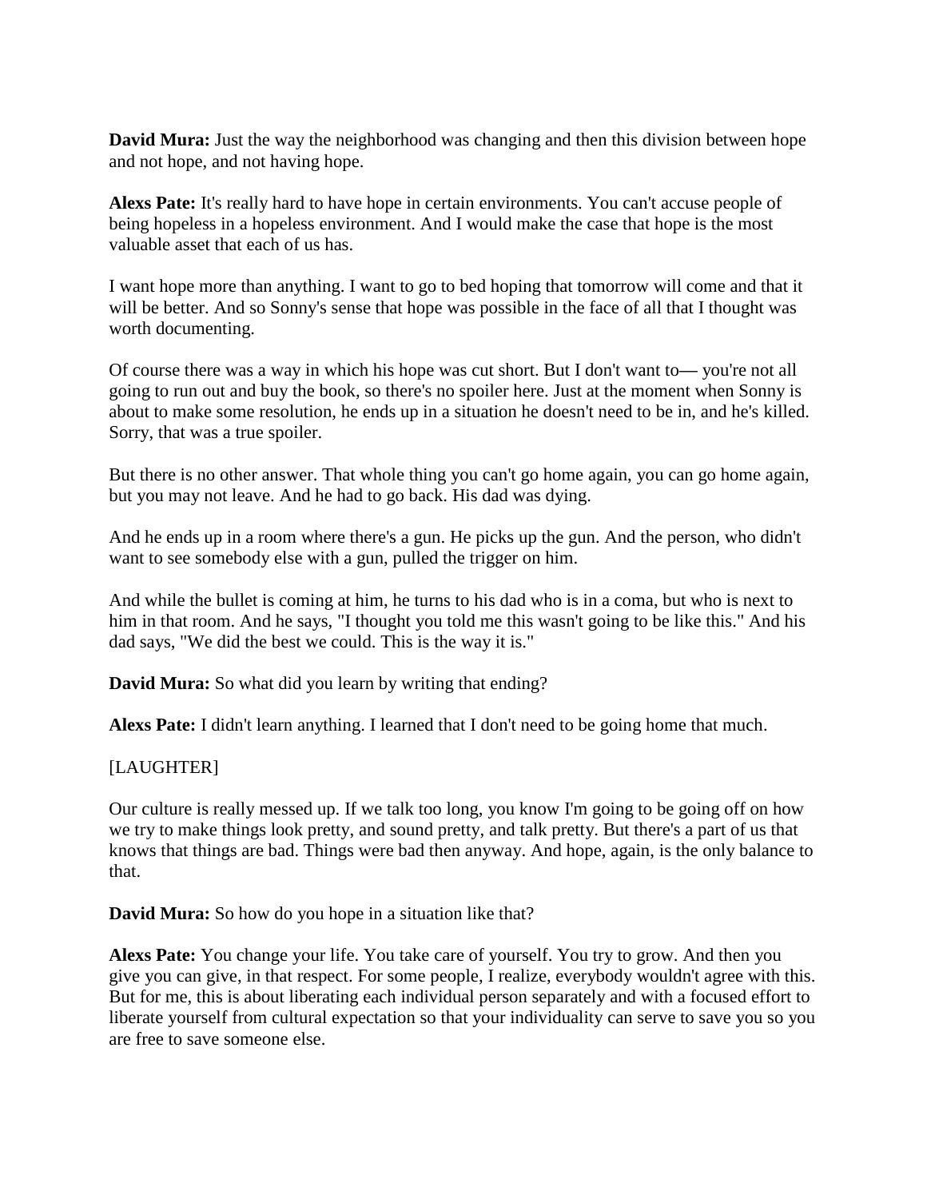**David Mura:** Just the way the neighborhood was changing and then this division between hope and not hope, and not having hope.

**Alexs Pate:** It's really hard to have hope in certain environments. You can't accuse people of being hopeless in a hopeless environment. And I would make the case that hope is the most valuable asset that each of us has.

I want hope more than anything. I want to go to bed hoping that tomorrow will come and that it will be better. And so Sonny's sense that hope was possible in the face of all that I thought was worth documenting.

Of course there was a way in which his hope was cut short. But I don't want to— you're not all going to run out and buy the book, so there's no spoiler here. Just at the moment when Sonny is about to make some resolution, he ends up in a situation he doesn't need to be in, and he's killed. Sorry, that was a true spoiler.

But there is no other answer. That whole thing you can't go home again, you can go home again, but you may not leave. And he had to go back. His dad was dying.

And he ends up in a room where there's a gun. He picks up the gun. And the person, who didn't want to see somebody else with a gun, pulled the trigger on him.

And while the bullet is coming at him, he turns to his dad who is in a coma, but who is next to him in that room. And he says, "I thought you told me this wasn't going to be like this." And his dad says, "We did the best we could. This is the way it is."

**David Mura:** So what did you learn by writing that ending?

**Alexs Pate:** I didn't learn anything. I learned that I don't need to be going home that much.

[LAUGHTER]

Our culture is really messed up. If we talk too long, you know I'm going to be going off on how we try to make things look pretty, and sound pretty, and talk pretty. But there's a part of us that knows that things are bad. Things were bad then anyway. And hope, again, is the only balance to that.

**David Mura:** So how do you hope in a situation like that?

**Alexs Pate:** You change your life. You take care of yourself. You try to grow. And then you give you can give, in that respect. For some people, I realize, everybody wouldn't agree with this. But for me, this is about liberating each individual person separately and with a focused effort to liberate yourself from cultural expectation so that your individuality can serve to save you so you are free to save someone else.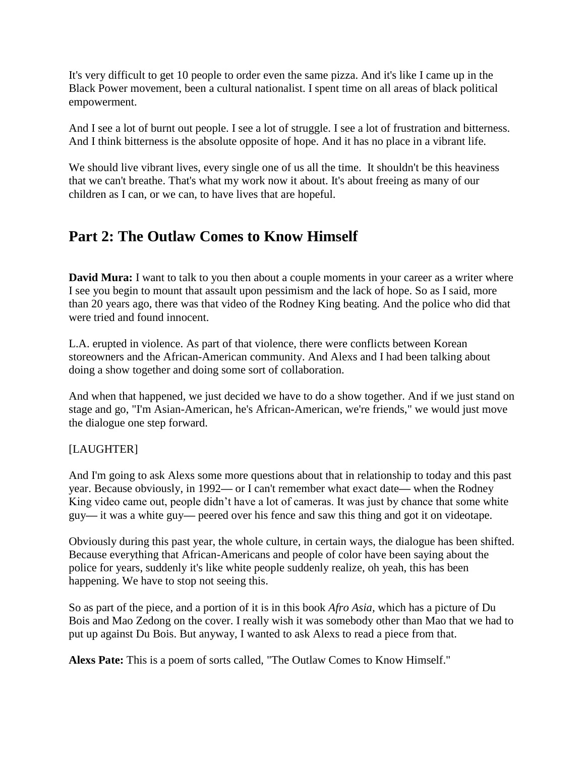It's very difficult to get 10 people to order even the same pizza. And it's like I came up in the Black Power movement, been a cultural nationalist. I spent time on all areas of black political empowerment.

And I see a lot of burnt out people. I see a lot of struggle. I see a lot of frustration and bitterness. And I think bitterness is the absolute opposite of hope. And it has no place in a vibrant life.

We should live vibrant lives, every single one of us all the time. It shouldn't be this heaviness that we can't breathe. That's what my work now it about. It's about freeing as many of our children as I can, or we can, to have lives that are hopeful.

## Part 2: The Outlaw Comes to Know Himself

**David Mura:** I want to talk to you then about a couple moments in your career as a writer where I see you begin to mount that assault upon pessimism and the lack of hope. So as I said, more than 20 years ago, there was that video of the Rodney King beating. And the police who did that were tried and found innocent.

L.A. erupted in violence. As part of that violence, there were conflicts between Korean storeowners and the African-American community. And Alexs and I had been talking about doing a show together and doing some sort of collaboration.

And when that happened, we just decided we have to do a show together. And if we just stand on stage and go, "I'm Asian-American, he's African-American, we're friends," we would just move the dialogue one step forward.

[LAUGHTER]

And I'm going to ask Alexs some more questions about that in relationship to today and this past year. Because obviously, in 1992— or I can't remember what exact date— when the Rodney King video came out, people didn't have a lot of cameras. It was just by chance that some white guy— it was a white guy— peered over his fence and saw this thing and got it on videotape.

Obviously during this past year, the whole culture, in certain ways, the dialogue has been shifted. Because everything that African-Americans and people of color have been saying about the police for years, suddenly it's like white people suddenly realize, oh yeah, this has been happening. We have to stop not seeing this.

So as part of the piece, and a portion of it is in this book *Afro Asia*, which has a picture of Du Bois and Mao Zedong on the cover. I really wish it was somebody other than Mao that we had to put up against Du Bois. But anyway, I wanted to ask Alexs to read a piece from that.

**Alexs Pate:** This is a poem of sorts called, "The Outlaw Comes to Know Himself."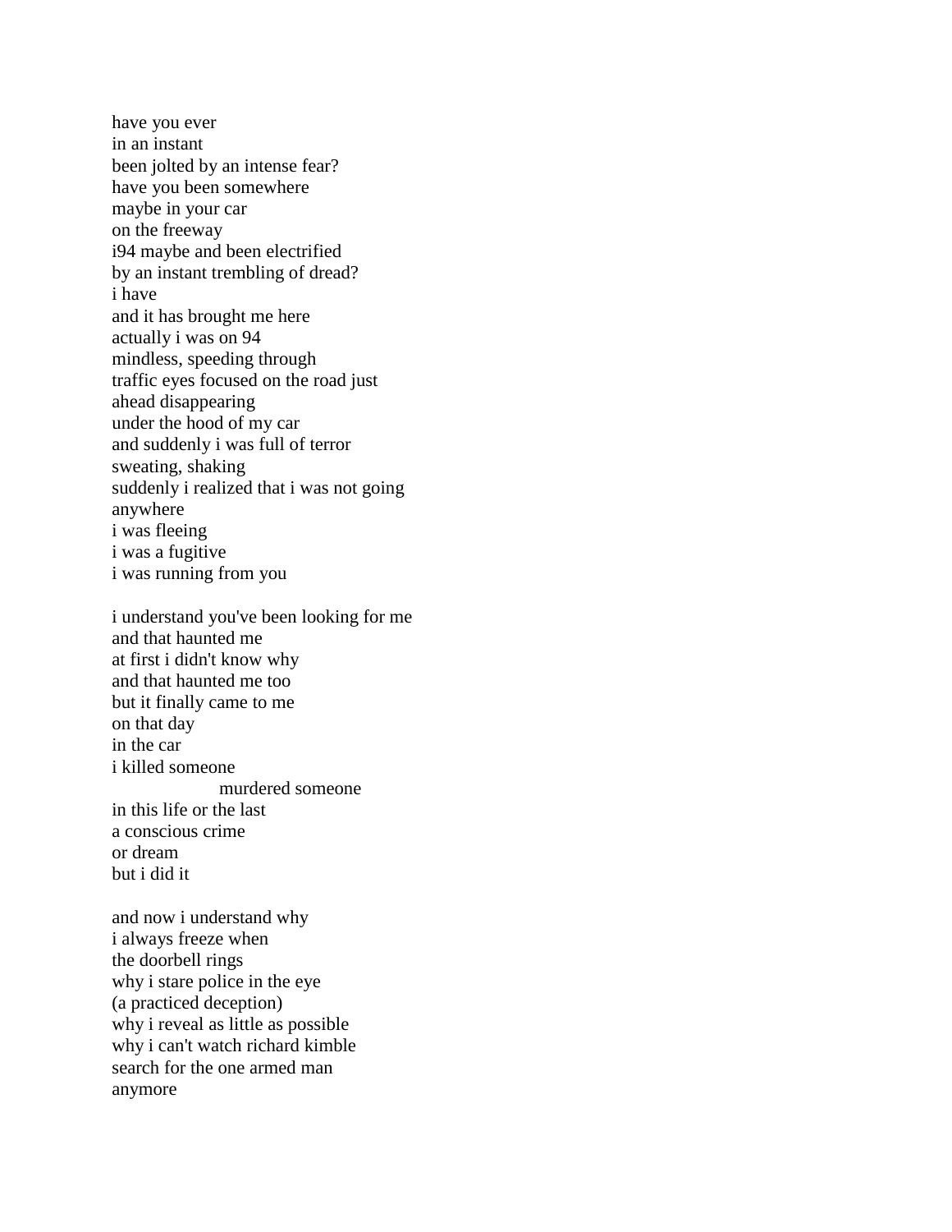have you ever  
in an instant  
been jolted by an intense fear?  
have you been somewhere  
maybe in your car  
on the freeway  
i94 maybe and been electrified  
by an instant trembling of dread?  
i have  
and it has brought me here  
actually i was on 94  
mindless, speeding through  
traffic eyes focused on the road just  
ahead disappearing  
under the hood of my car  
and suddenly i was full of terror  
sweating, shaking  
suddenly i realized that i was not going  
anywhere  
i was fleeing  
i was a fugitive  
i was running from you

i understand you've been looking for me  
and that haunted me  
at first i didn't know why  
and that haunted me too  
but it finally came to me  
on that day  
in the car  
i killed someone  
&nbsp;&nbsp;&nbsp;&nbsp;&nbsp;&nbsp;&nbsp;&nbsp;&nbsp;&nbsp;&nbsp;&nbsp;&nbsp;&nbsp;&nbsp;&nbsp;murdered someone  
in this life or the last  
a conscious crime  
or dream  
but i did it

and now i understand why  
i always freeze when  
the doorbell rings  
why i stare police in the eye  
(a practiced deception)  
why i reveal as little as possible  
why i can't watch richard kimble  
search for the one armed man  
anymore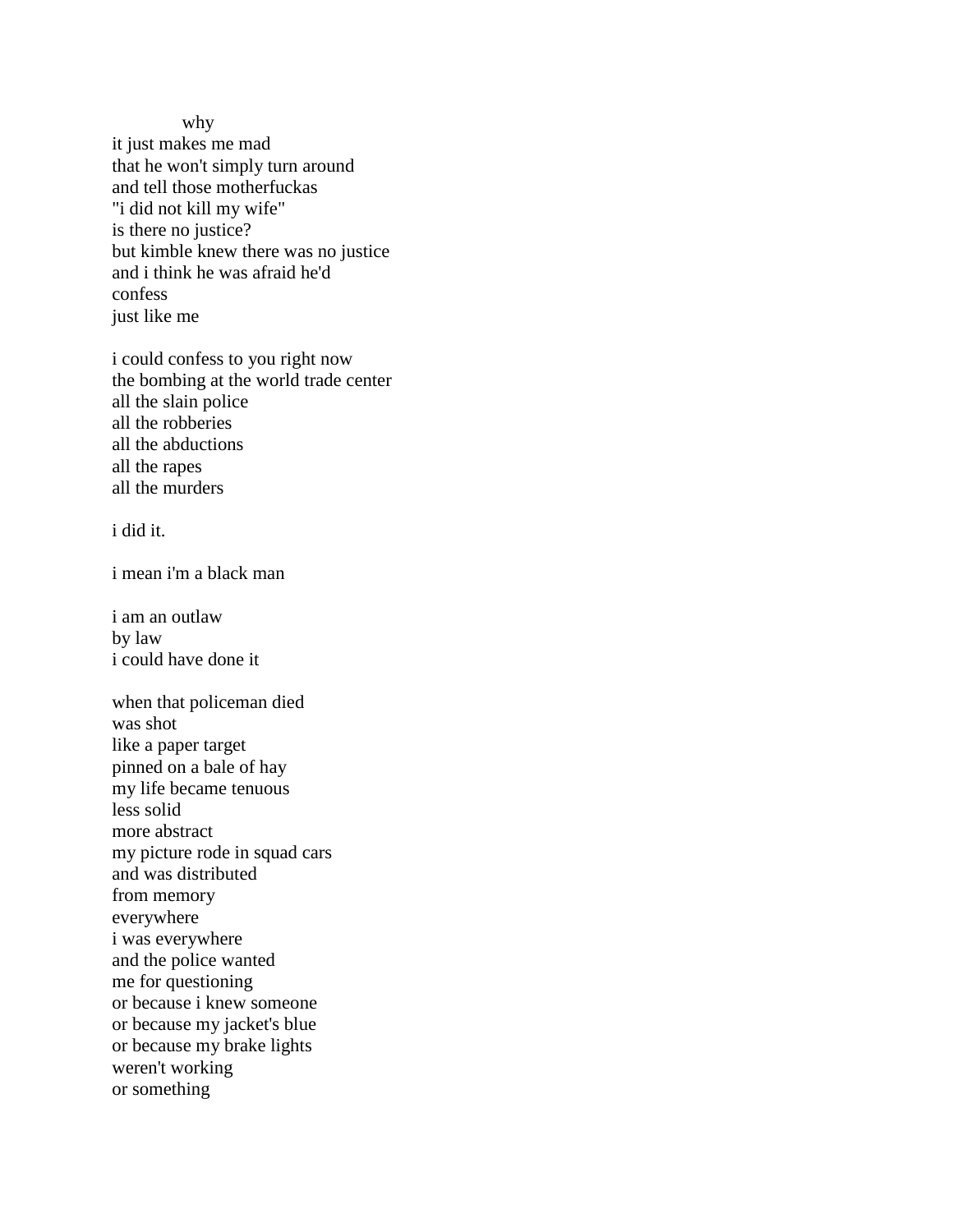why

it just makes me mad  
that he won't simply turn around  
and tell those motherfuckas  
"i did not kill my wife"  
is there no justice?  
but kimble knew there was no justice  
and i think he was afraid he'd  
confess  
just like me

i could confess to you right now  
the bombing at the world trade center  
all the slain police  
all the robberies  
all the abductions  
all the rapes  
all the murders

i did it.

i mean i'm a black man

i am an outlaw  
by law  
i could have done it

when that policeman died  
was shot  
like a paper target  
pinned on a bale of hay  
my life became tenuous  
less solid  
more abstract  
my picture rode in squad cars  
and was distributed  
from memory  
everywhere  
i was everywhere  
and the police wanted  
me for questioning  
or because i knew someone  
or because my jacket's blue  
or because my brake lights  
weren't working  
or something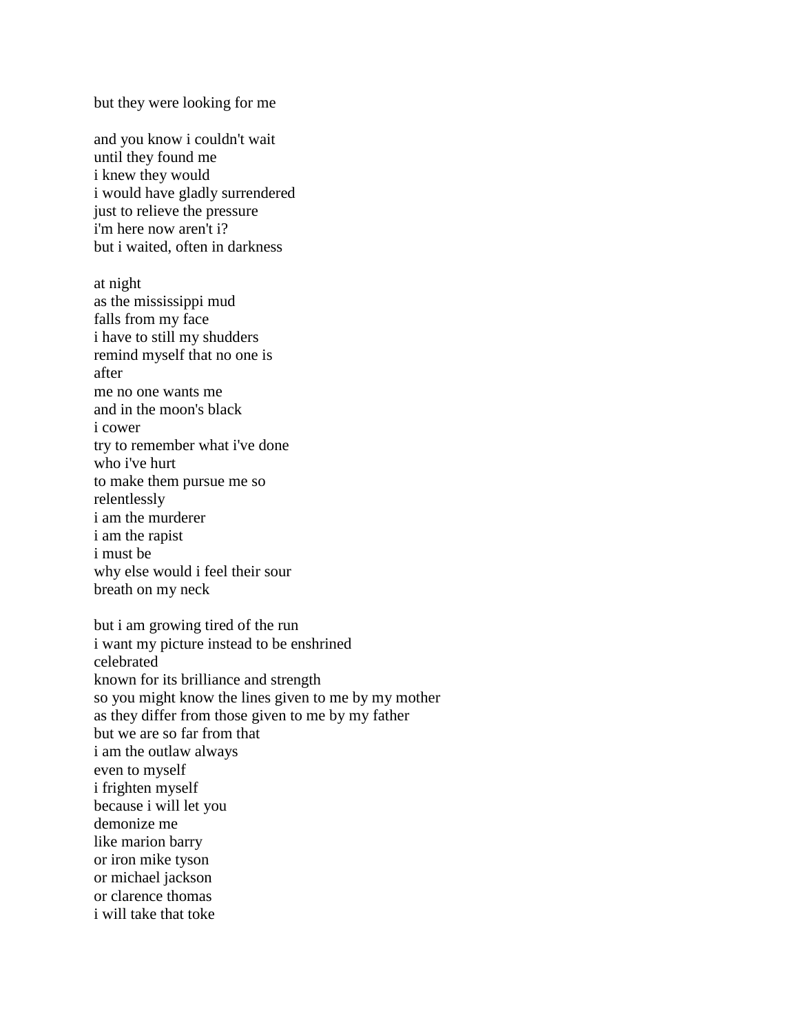but they were looking for me

and you know i couldn't wait  
until they found me  
i knew they would  
i would have gladly surrendered  
just to relieve the pressure  
i'm here now aren't i?  
but i waited, often in darkness

at night  
as the mississippi mud  
falls from my face  
i have to still my shudders  
remind myself that no one is  
after  
me no one wants me  
and in the moon's black  
i cower  
try to remember what i've done  
who i've hurt  
to make them pursue me so  
relentlessly  
i am the murderer  
i am the rapist  
i must be  
why else would i feel their sour  
breath on my neck

but i am growing tired of the run  
i want my picture instead to be enshrined  
celebrated  
known for its brilliance and strength  
so you might know the lines given to me by my mother  
as they differ from those given to me by my father  
but we are so far from that  
i am the outlaw always  
even to myself  
i frighten myself  
because i will let you  
demonize me  
like marion barry  
or iron mike tyson  
or michael jackson  
or clarence thomas  
i will take that toke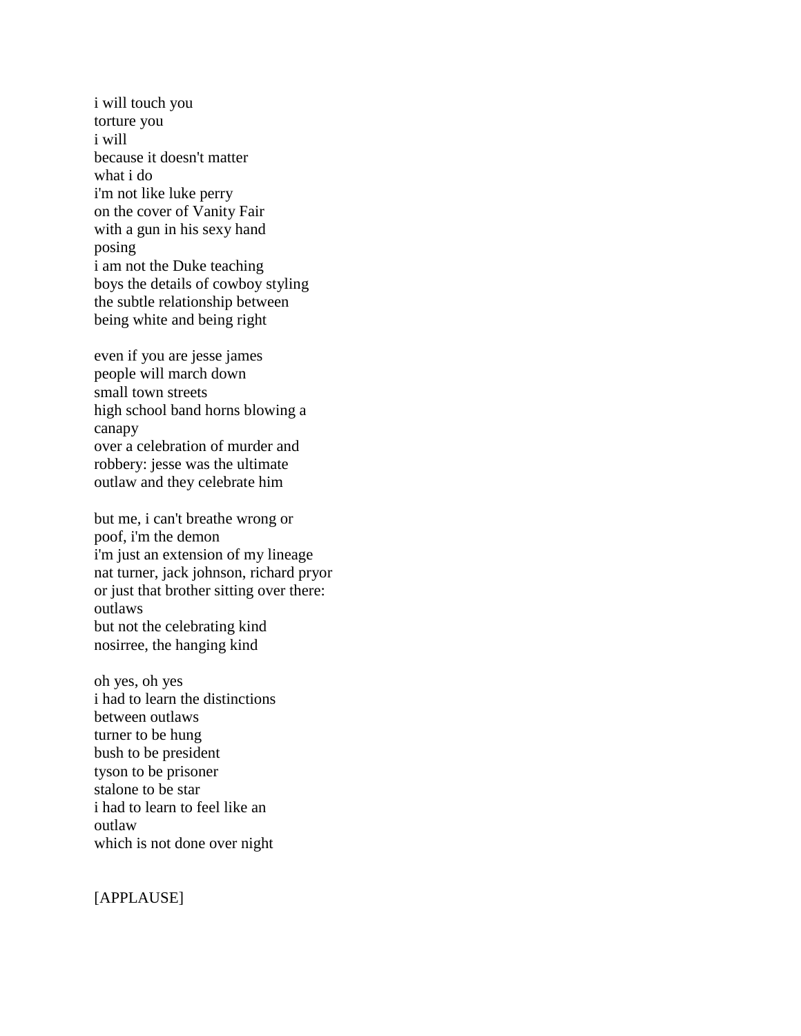i will touch you
torture you
i will
because it doesn't matter
what i do
i'm not like luke perry
on the cover of Vanity Fair
with a gun in his sexy hand
posing
i am not the Duke teaching
boys the details of cowboy styling
the subtle relationship between
being white and being right

even if you are jesse james
people will march down
small town streets
high school band horns blowing a
canapy
over a celebration of murder and
robbery: jesse was the ultimate
outlaw and they celebrate him

but me, i can't breathe wrong or
poof, i'm the demon
i'm just an extension of my lineage
nat turner, jack johnson, richard pryor
or just that brother sitting over there:
outlaws
but not the celebrating kind
nosirree, the hanging kind

oh yes, oh yes
i had to learn the distinctions
between outlaws
turner to be hung
bush to be president
tyson to be prisoner
stalone to be star
i had to learn to feel like an
outlaw
which is not done over night

[APPLAUSE]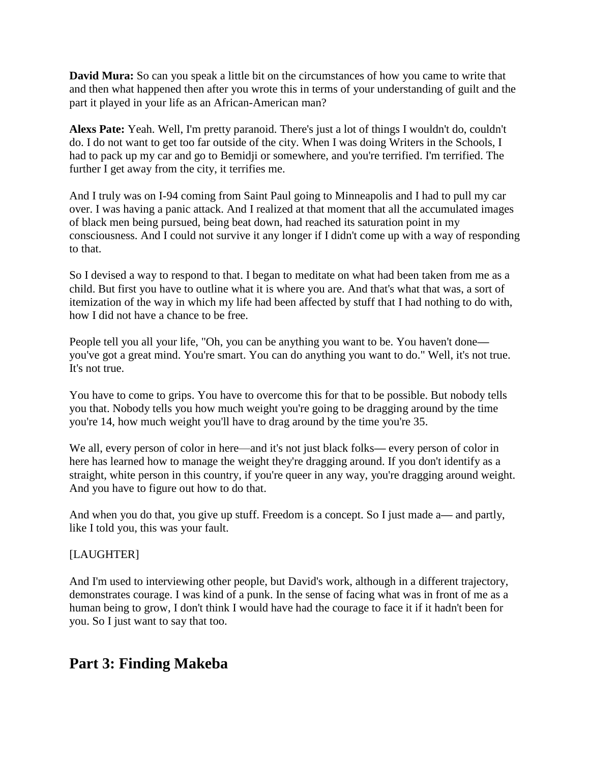**David Mura:** So can you speak a little bit on the circumstances of how you came to write that and then what happened then after you wrote this in terms of your understanding of guilt and the part it played in your life as an African-American man?

**Alexs Pate:** Yeah. Well, I'm pretty paranoid. There's just a lot of things I wouldn't do, couldn't do. I do not want to get too far outside of the city. When I was doing Writers in the Schools, I had to pack up my car and go to Bemidji or somewhere, and you're terrified. I'm terrified. The further I get away from the city, it terrifies me.

And I truly was on I-94 coming from Saint Paul going to Minneapolis and I had to pull my car over. I was having a panic attack. And I realized at that moment that all the accumulated images of black men being pursued, being beat down, had reached its saturation point in my consciousness. And I could not survive it any longer if I didn't come up with a way of responding to that.

So I devised a way to respond to that. I began to meditate on what had been taken from me as a child. But first you have to outline what it is where you are. And that's what that was, a sort of itemization of the way in which my life had been affected by stuff that I had nothing to do with, how I did not have a chance to be free.

People tell you all your life, "Oh, you can be anything you want to be. You haven't done— you've got a great mind. You're smart. You can do anything you want to do." Well, it's not true. It's not true.

You have to come to grips. You have to overcome this for that to be possible. But nobody tells you that. Nobody tells you how much weight you're going to be dragging around by the time you're 14, how much weight you'll have to drag around by the time you're 35.

We all, every person of color in here—and it's not just black folks— every person of color in here has learned how to manage the weight they're dragging around. If you don't identify as a straight, white person in this country, if you're queer in any way, you're dragging around weight. And you have to figure out how to do that.

And when you do that, you give up stuff. Freedom is a concept. So I just made a— and partly, like I told you, this was your fault.

[LAUGHTER]

And I'm used to interviewing other people, but David's work, although in a different trajectory, demonstrates courage. I was kind of a punk. In the sense of facing what was in front of me as a human being to grow, I don't think I would have had the courage to face it if it hadn't been for you. So I just want to say that too.

## Part 3: Finding Makeba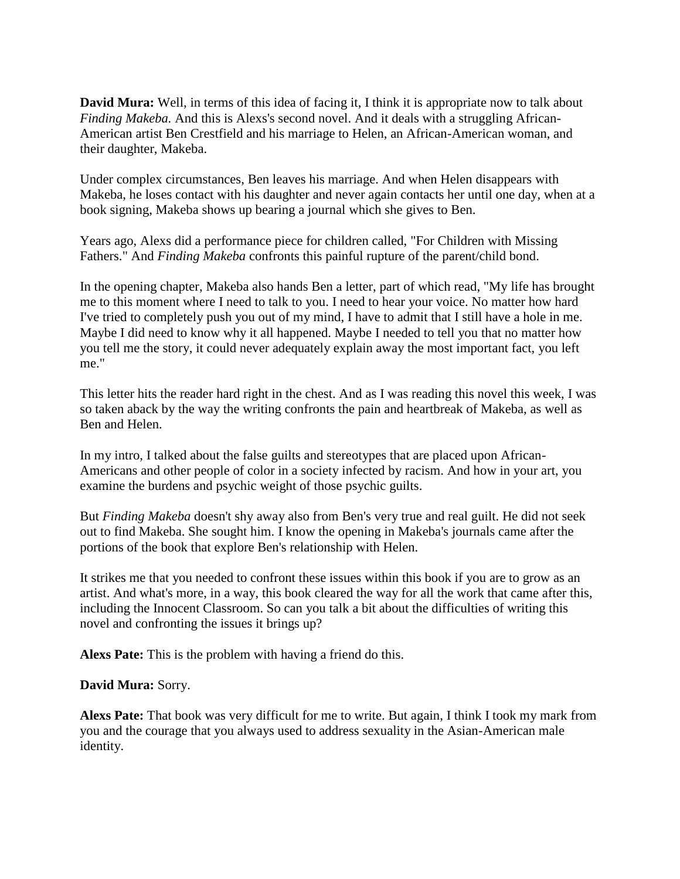**David Mura:** Well, in terms of this idea of facing it, I think it is appropriate now to talk about *Finding Makeba.* And this is Alexs's second novel. And it deals with a struggling African-American artist Ben Crestfield and his marriage to Helen, an African-American woman, and their daughter, Makeba.

Under complex circumstances, Ben leaves his marriage. And when Helen disappears with Makeba, he loses contact with his daughter and never again contacts her until one day, when at a book signing, Makeba shows up bearing a journal which she gives to Ben.

Years ago, Alexs did a performance piece for children called, "For Children with Missing Fathers." And *Finding Makeba* confronts this painful rupture of the parent/child bond.

In the opening chapter, Makeba also hands Ben a letter, part of which read, "My life has brought me to this moment where I need to talk to you. I need to hear your voice. No matter how hard I've tried to completely push you out of my mind, I have to admit that I still have a hole in me. Maybe I did need to know why it all happened. Maybe I needed to tell you that no matter how you tell me the story, it could never adequately explain away the most important fact, you left me."

This letter hits the reader hard right in the chest. And as I was reading this novel this week, I was so taken aback by the way the writing confronts the pain and heartbreak of Makeba, as well as Ben and Helen.

In my intro, I talked about the false guilts and stereotypes that are placed upon African-Americans and other people of color in a society infected by racism. And how in your art, you examine the burdens and psychic weight of those psychic guilts.

But *Finding Makeba* doesn't shy away also from Ben's very true and real guilt. He did not seek out to find Makeba. She sought him. I know the opening in Makeba's journals came after the portions of the book that explore Ben's relationship with Helen.

It strikes me that you needed to confront these issues within this book if you are to grow as an artist. And what's more, in a way, this book cleared the way for all the work that came after this, including the Innocent Classroom. So can you talk a bit about the difficulties of writing this novel and confronting the issues it brings up?

**Alexs Pate:** This is the problem with having a friend do this.

**David Mura:** Sorry.

**Alexs Pate:** That book was very difficult for me to write. But again, I think I took my mark from you and the courage that you always used to address sexuality in the Asian-American male identity.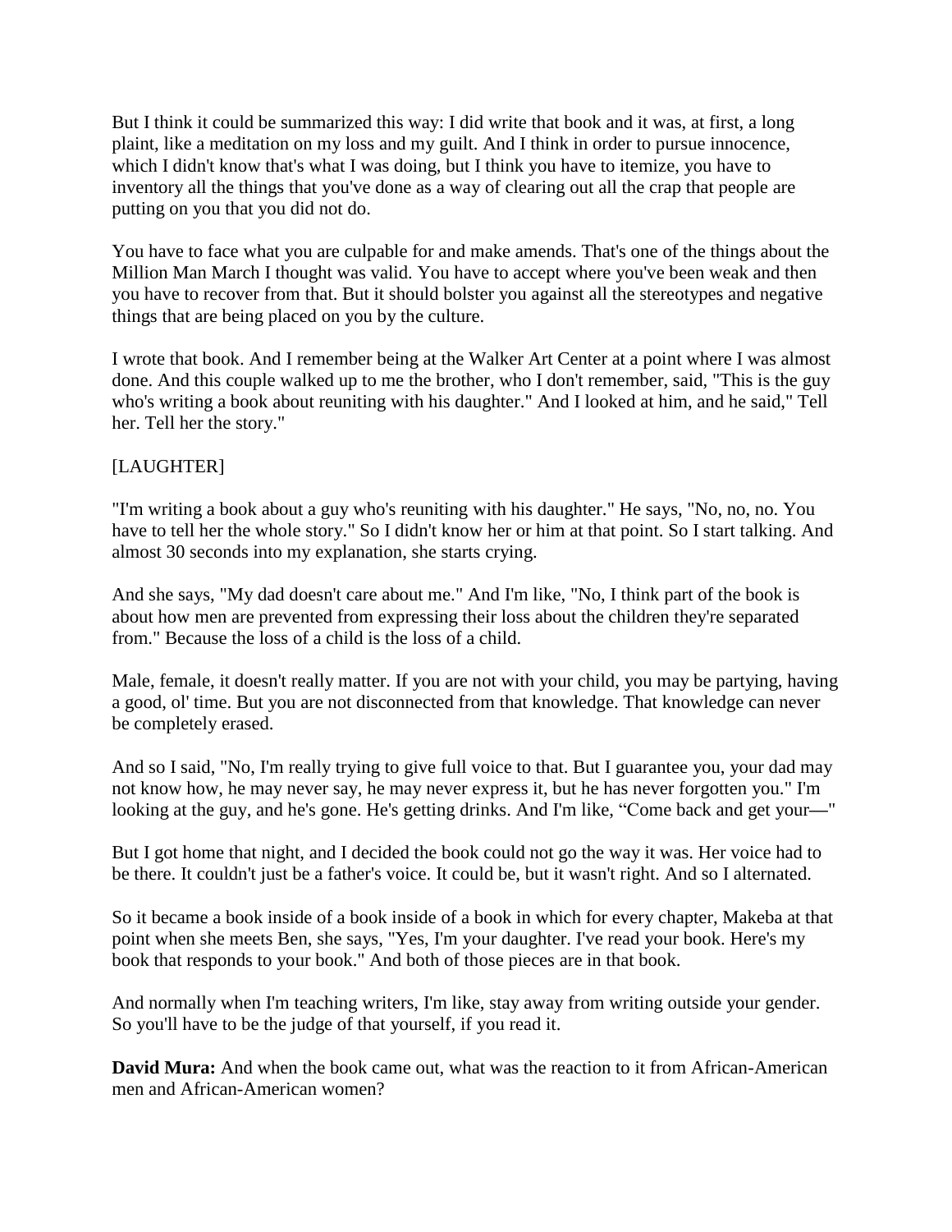But I think it could be summarized this way: I did write that book and it was, at first, a long plaint, like a meditation on my loss and my guilt. And I think in order to pursue innocence, which I didn't know that's what I was doing, but I think you have to itemize, you have to inventory all the things that you've done as a way of clearing out all the crap that people are putting on you that you did not do.

You have to face what you are culpable for and make amends. That's one of the things about the Million Man March I thought was valid. You have to accept where you've been weak and then you have to recover from that. But it should bolster you against all the stereotypes and negative things that are being placed on you by the culture.

I wrote that book. And I remember being at the Walker Art Center at a point where I was almost done. And this couple walked up to me the brother, who I don't remember, said, "This is the guy who's writing a book about reuniting with his daughter." And I looked at him, and he said," Tell her. Tell her the story."

[LAUGHTER]

"I'm writing a book about a guy who's reuniting with his daughter." He says, "No, no, no. You have to tell her the whole story." So I didn't know her or him at that point. So I start talking. And almost 30 seconds into my explanation, she starts crying.

And she says, "My dad doesn't care about me." And I'm like, "No, I think part of the book is about how men are prevented from expressing their loss about the children they're separated from." Because the loss of a child is the loss of a child.

Male, female, it doesn't really matter. If you are not with your child, you may be partying, having a good, ol' time. But you are not disconnected from that knowledge. That knowledge can never be completely erased.

And so I said, "No, I'm really trying to give full voice to that. But I guarantee you, your dad may not know how, he may never say, he may never express it, but he has never forgotten you." I'm looking at the guy, and he's gone. He's getting drinks. And I'm like, "Come back and get your—"

But I got home that night, and I decided the book could not go the way it was. Her voice had to be there. It couldn't just be a father's voice. It could be, but it wasn't right. And so I alternated.

So it became a book inside of a book inside of a book in which for every chapter, Makeba at that point when she meets Ben, she says, "Yes, I'm your daughter. I've read your book. Here's my book that responds to your book." And both of those pieces are in that book.

And normally when I'm teaching writers, I'm like, stay away from writing outside your gender. So you'll have to be the judge of that yourself, if you read it.

**David Mura:** And when the book came out, what was the reaction to it from African-American men and African-American women?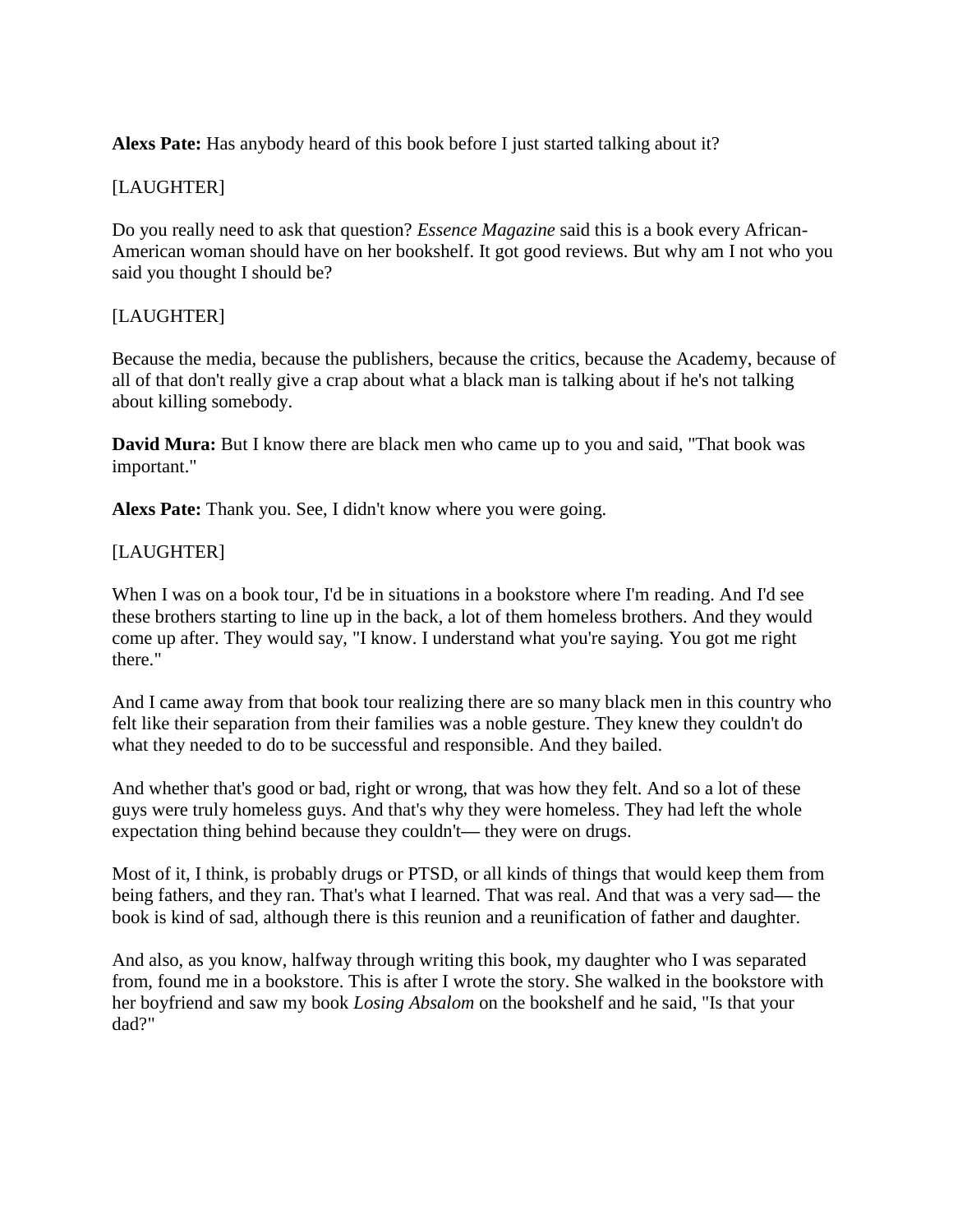**Alexs Pate:** Has anybody heard of this book before I just started talking about it?

[LAUGHTER]

Do you really need to ask that question? *Essence Magazine* said this is a book every African-American woman should have on her bookshelf. It got good reviews. But why am I not who you said you thought I should be?

[LAUGHTER]

Because the media, because the publishers, because the critics, because the Academy, because of all of that don't really give a crap about what a black man is talking about if he's not talking about killing somebody.

**David Mura:** But I know there are black men who came up to you and said, "That book was important."

**Alexs Pate:** Thank you. See, I didn't know where you were going.

[LAUGHTER]

When I was on a book tour, I'd be in situations in a bookstore where I'm reading. And I'd see these brothers starting to line up in the back, a lot of them homeless brothers. And they would come up after. They would say, "I know. I understand what you're saying. You got me right there."

And I came away from that book tour realizing there are so many black men in this country who felt like their separation from their families was a noble gesture. They knew they couldn't do what they needed to do to be successful and responsible. And they bailed.

And whether that's good or bad, right or wrong, that was how they felt. And so a lot of these guys were truly homeless guys. And that's why they were homeless. They had left the whole expectation thing behind because they couldn't— they were on drugs.

Most of it, I think, is probably drugs or PTSD, or all kinds of things that would keep them from being fathers, and they ran. That's what I learned. That was real. And that was a very sad— the book is kind of sad, although there is this reunion and a reunification of father and daughter.

And also, as you know, halfway through writing this book, my daughter who I was separated from, found me in a bookstore. This is after I wrote the story. She walked in the bookstore with her boyfriend and saw my book *Losing Absalom* on the bookshelf and he said, "Is that your dad?"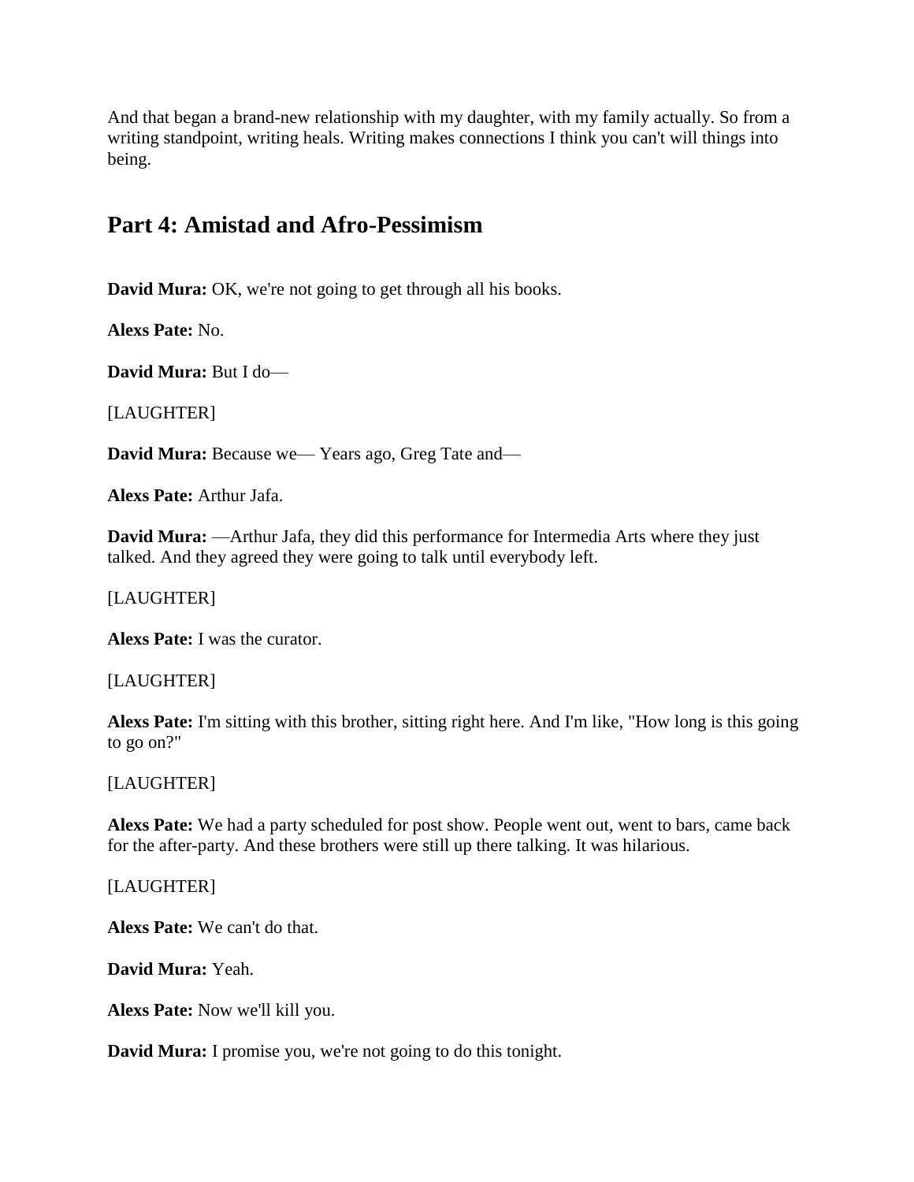And that began a brand-new relationship with my daughter, with my family actually. So from a writing standpoint, writing heals. Writing makes connections I think you can't will things into being.

## Part 4: Amistad and Afro-Pessimism

**David Mura:** OK, we're not going to get through all his books.

**Alexs Pate:** No.

**David Mura:** But I do—

[LAUGHTER]

**David Mura:** Because we— Years ago, Greg Tate and—

**Alexs Pate:** Arthur Jafa.

**David Mura:** —Arthur Jafa, they did this performance for Intermedia Arts where they just talked. And they agreed they were going to talk until everybody left.

[LAUGHTER]

**Alexs Pate:** I was the curator.

[LAUGHTER]

**Alexs Pate:** I'm sitting with this brother, sitting right here. And I'm like, "How long is this going to go on?"

[LAUGHTER]

**Alexs Pate:** We had a party scheduled for post show. People went out, went to bars, came back for the after-party. And these brothers were still up there talking. It was hilarious.

[LAUGHTER]

**Alexs Pate:** We can't do that.

**David Mura:** Yeah.

**Alexs Pate:** Now we'll kill you.

**David Mura:** I promise you, we're not going to do this tonight.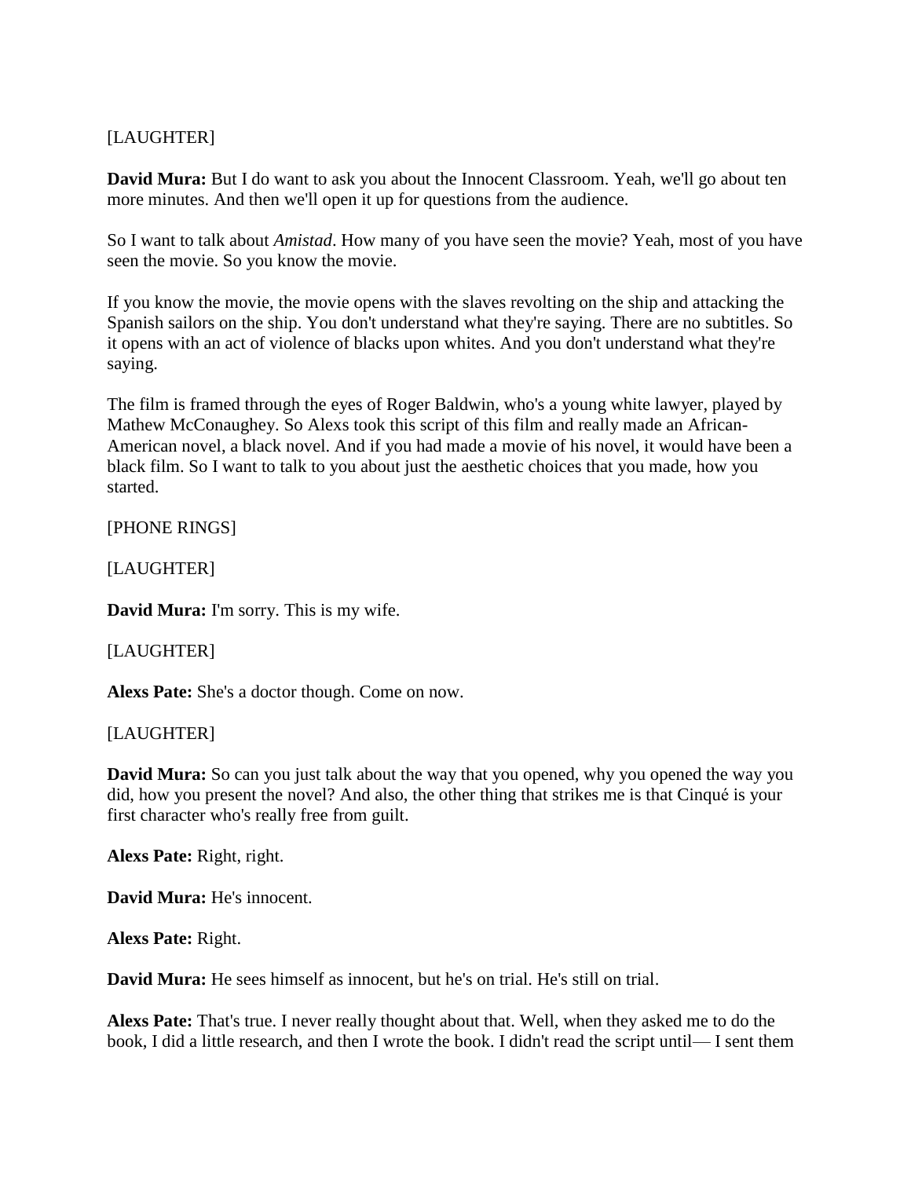[LAUGHTER]

**David Mura:** But I do want to ask you about the Innocent Classroom. Yeah, we'll go about ten more minutes. And then we'll open it up for questions from the audience.

So I want to talk about *Amistad*. How many of you have seen the movie? Yeah, most of you have seen the movie. So you know the movie.

If you know the movie, the movie opens with the slaves revolting on the ship and attacking the Spanish sailors on the ship. You don't understand what they're saying. There are no subtitles. So it opens with an act of violence of blacks upon whites. And you don't understand what they're saying.

The film is framed through the eyes of Roger Baldwin, who's a young white lawyer, played by Mathew McConaughey. So Alexs took this script of this film and really made an African-American novel, a black novel. And if you had made a movie of his novel, it would have been a black film. So I want to talk to you about just the aesthetic choices that you made, how you started.

[PHONE RINGS]

[LAUGHTER]

**David Mura:** I'm sorry. This is my wife.

[LAUGHTER]

**Alexs Pate:** She's a doctor though. Come on now.

[LAUGHTER]

**David Mura:** So can you just talk about the way that you opened, why you opened the way you did, how you present the novel? And also, the other thing that strikes me is that Cinqué is your first character who's really free from guilt.

**Alexs Pate:** Right, right.

**David Mura:** He's innocent.

**Alexs Pate:** Right.

**David Mura:** He sees himself as innocent, but he's on trial. He's still on trial.

**Alexs Pate:** That's true. I never really thought about that. Well, when they asked me to do the book, I did a little research, and then I wrote the book. I didn't read the script until— I sent them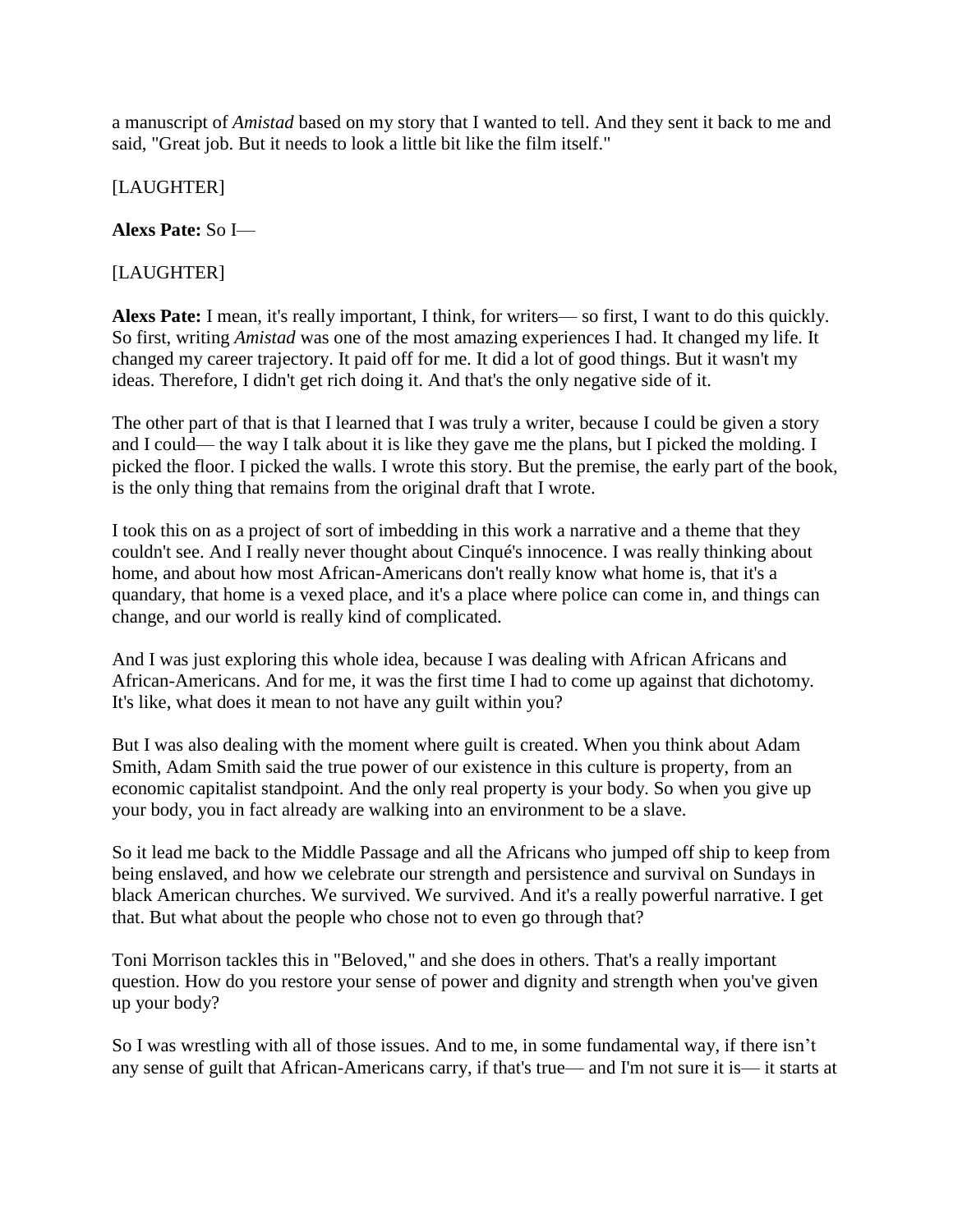a manuscript of *Amistad* based on my story that I wanted to tell. And they sent it back to me and said, "Great job. But it needs to look a little bit like the film itself."

[LAUGHTER]

**Alexs Pate:** So I—

[LAUGHTER]

**Alexs Pate:** I mean, it's really important, I think, for writers— so first, I want to do this quickly. So first, writing *Amistad* was one of the most amazing experiences I had. It changed my life. It changed my career trajectory. It paid off for me. It did a lot of good things. But it wasn't my ideas. Therefore, I didn't get rich doing it. And that's the only negative side of it.

The other part of that is that I learned that I was truly a writer, because I could be given a story and I could— the way I talk about it is like they gave me the plans, but I picked the molding. I picked the floor. I picked the walls. I wrote this story. But the premise, the early part of the book, is the only thing that remains from the original draft that I wrote.

I took this on as a project of sort of imbedding in this work a narrative and a theme that they couldn't see. And I really never thought about Cinqué's innocence. I was really thinking about home, and about how most African-Americans don't really know what home is, that it's a quandary, that home is a vexed place, and it's a place where police can come in, and things can change, and our world is really kind of complicated.

And I was just exploring this whole idea, because I was dealing with African Africans and African-Americans. And for me, it was the first time I had to come up against that dichotomy. It's like, what does it mean to not have any guilt within you?

But I was also dealing with the moment where guilt is created. When you think about Adam Smith, Adam Smith said the true power of our existence in this culture is property, from an economic capitalist standpoint. And the only real property is your body. So when you give up your body, you in fact already are walking into an environment to be a slave.

So it lead me back to the Middle Passage and all the Africans who jumped off ship to keep from being enslaved, and how we celebrate our strength and persistence and survival on Sundays in black American churches. We survived. We survived. And it's a really powerful narrative. I get that. But what about the people who chose not to even go through that?

Toni Morrison tackles this in "Beloved," and she does in others. That's a really important question. How do you restore your sense of power and dignity and strength when you've given up your body?

So I was wrestling with all of those issues. And to me, in some fundamental way, if there isn't any sense of guilt that African-Americans carry, if that's true— and I'm not sure it is— it starts at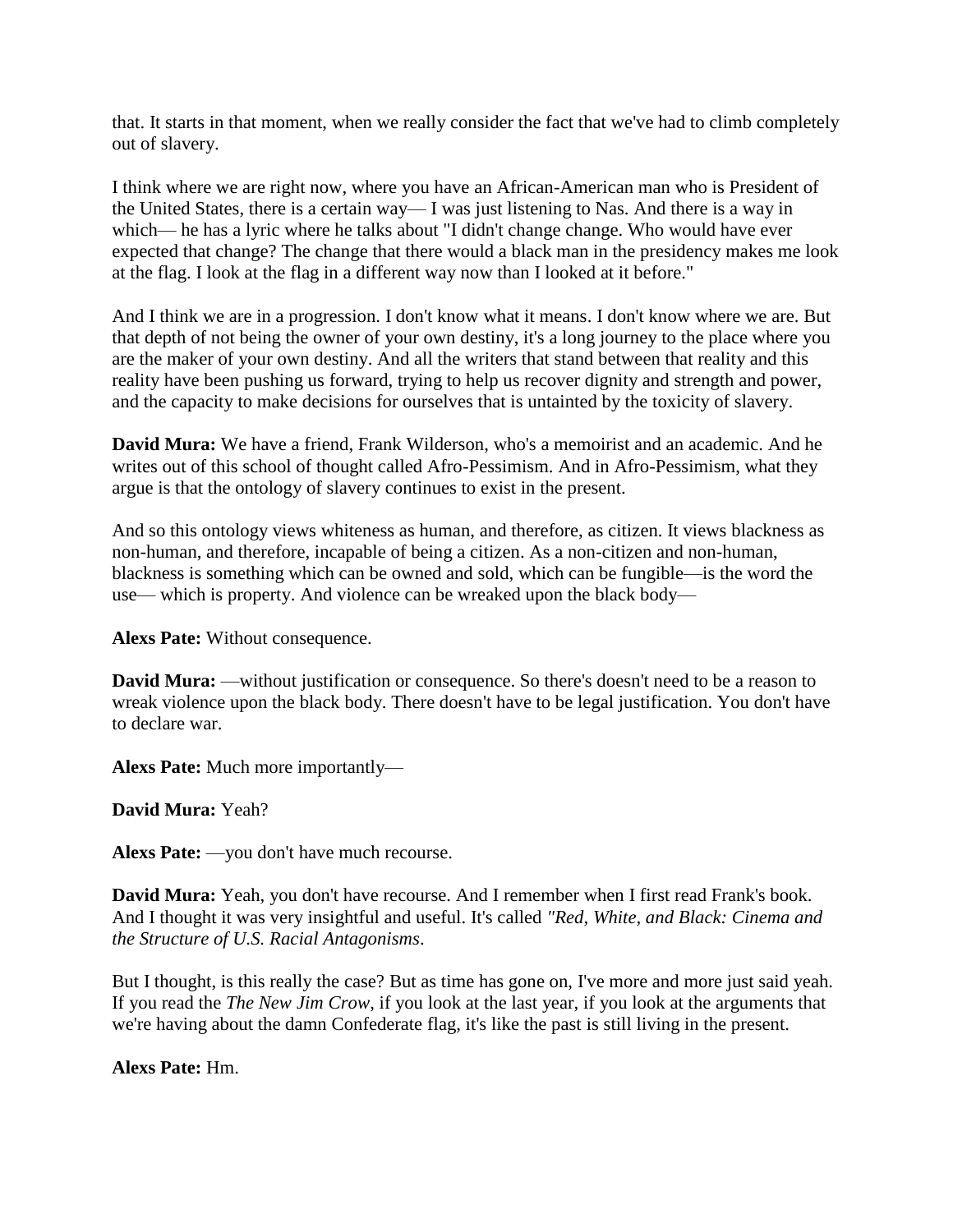that. It starts in that moment, when we really consider the fact that we've had to climb completely out of slavery.

I think where we are right now, where you have an African-American man who is President of the United States, there is a certain way— I was just listening to Nas. And there is a way in which— he has a lyric where he talks about "I didn't change change. Who would have ever expected that change? The change that there would a black man in the presidency makes me look at the flag. I look at the flag in a different way now than I looked at it before."

And I think we are in a progression. I don't know what it means. I don't know where we are. But that depth of not being the owner of your own destiny, it's a long journey to the place where you are the maker of your own destiny. And all the writers that stand between that reality and this reality have been pushing us forward, trying to help us recover dignity and strength and power, and the capacity to make decisions for ourselves that is untainted by the toxicity of slavery.

**David Mura:** We have a friend, Frank Wilderson, who's a memoirist and an academic. And he writes out of this school of thought called Afro-Pessimism. And in Afro-Pessimism, what they argue is that the ontology of slavery continues to exist in the present.

And so this ontology views whiteness as human, and therefore, as citizen. It views blackness as non-human, and therefore, incapable of being a citizen. As a non-citizen and non-human, blackness is something which can be owned and sold, which can be fungible—is the word the use— which is property. And violence can be wreaked upon the black body—

**Alexs Pate:** Without consequence.

**David Mura:** —without justification or consequence. So there's doesn't need to be a reason to wreak violence upon the black body. There doesn't have to be legal justification. You don't have to declare war.

**Alexs Pate:** Much more importantly—

**David Mura:** Yeah?

**Alexs Pate:** —you don't have much recourse.

**David Mura:** Yeah, you don't have recourse. And I remember when I first read Frank's book. And I thought it was very insightful and useful. It's called *"Red, White, and Black: Cinema and the Structure of U.S. Racial Antagonisms*.

But I thought, is this really the case? But as time has gone on, I've more and more just said yeah. If you read the *The New Jim Crow*, if you look at the last year, if you look at the arguments that we're having about the damn Confederate flag, it's like the past is still living in the present.

**Alexs Pate:** Hm.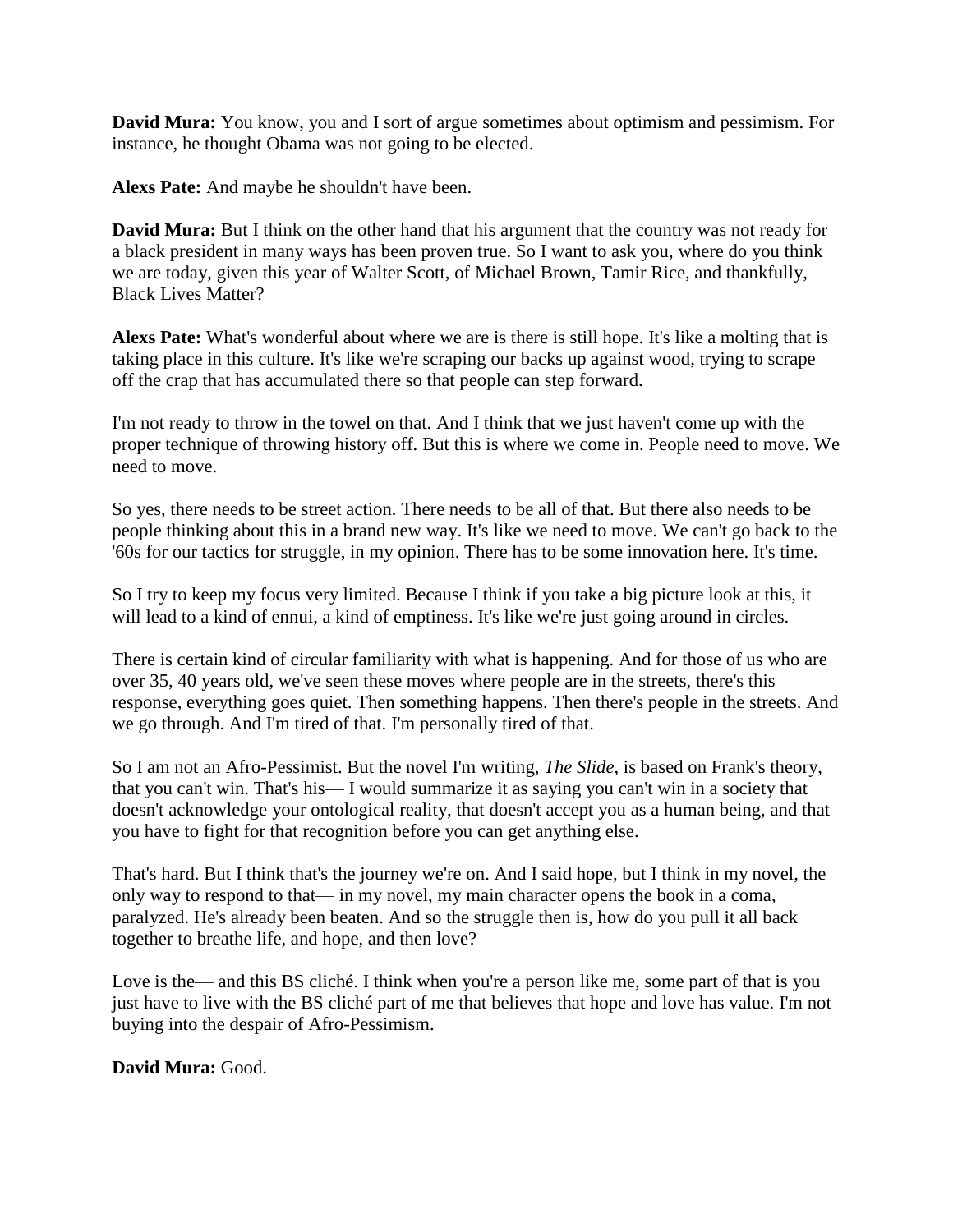**David Mura:** You know, you and I sort of argue sometimes about optimism and pessimism. For instance, he thought Obama was not going to be elected.

**Alexs Pate:** And maybe he shouldn't have been.

**David Mura:** But I think on the other hand that his argument that the country was not ready for a black president in many ways has been proven true. So I want to ask you, where do you think we are today, given this year of Walter Scott, of Michael Brown, Tamir Rice, and thankfully, Black Lives Matter?

**Alexs Pate:** What's wonderful about where we are is there is still hope. It's like a molting that is taking place in this culture. It's like we're scraping our backs up against wood, trying to scrape off the crap that has accumulated there so that people can step forward.

I'm not ready to throw in the towel on that. And I think that we just haven't come up with the proper technique of throwing history off. But this is where we come in. People need to move. We need to move.

So yes, there needs to be street action. There needs to be all of that. But there also needs to be people thinking about this in a brand new way. It's like we need to move. We can't go back to the '60s for our tactics for struggle, in my opinion. There has to be some innovation here. It's time.

So I try to keep my focus very limited. Because I think if you take a big picture look at this, it will lead to a kind of ennui, a kind of emptiness. It's like we're just going around in circles.

There is certain kind of circular familiarity with what is happening. And for those of us who are over 35, 40 years old, we've seen these moves where people are in the streets, there's this response, everything goes quiet. Then something happens. Then there's people in the streets. And we go through. And I'm tired of that. I'm personally tired of that.

So I am not an Afro-Pessimist. But the novel I'm writing, *The Slide*, is based on Frank's theory, that you can't win. That's his— I would summarize it as saying you can't win in a society that doesn't acknowledge your ontological reality, that doesn't accept you as a human being, and that you have to fight for that recognition before you can get anything else.

That's hard. But I think that's the journey we're on. And I said hope, but I think in my novel, the only way to respond to that— in my novel, my main character opens the book in a coma, paralyzed. He's already been beaten. And so the struggle then is, how do you pull it all back together to breathe life, and hope, and then love?

Love is the— and this BS cliché. I think when you're a person like me, some part of that is you just have to live with the BS cliché part of me that believes that hope and love has value. I'm not buying into the despair of Afro-Pessimism.

**David Mura:** Good.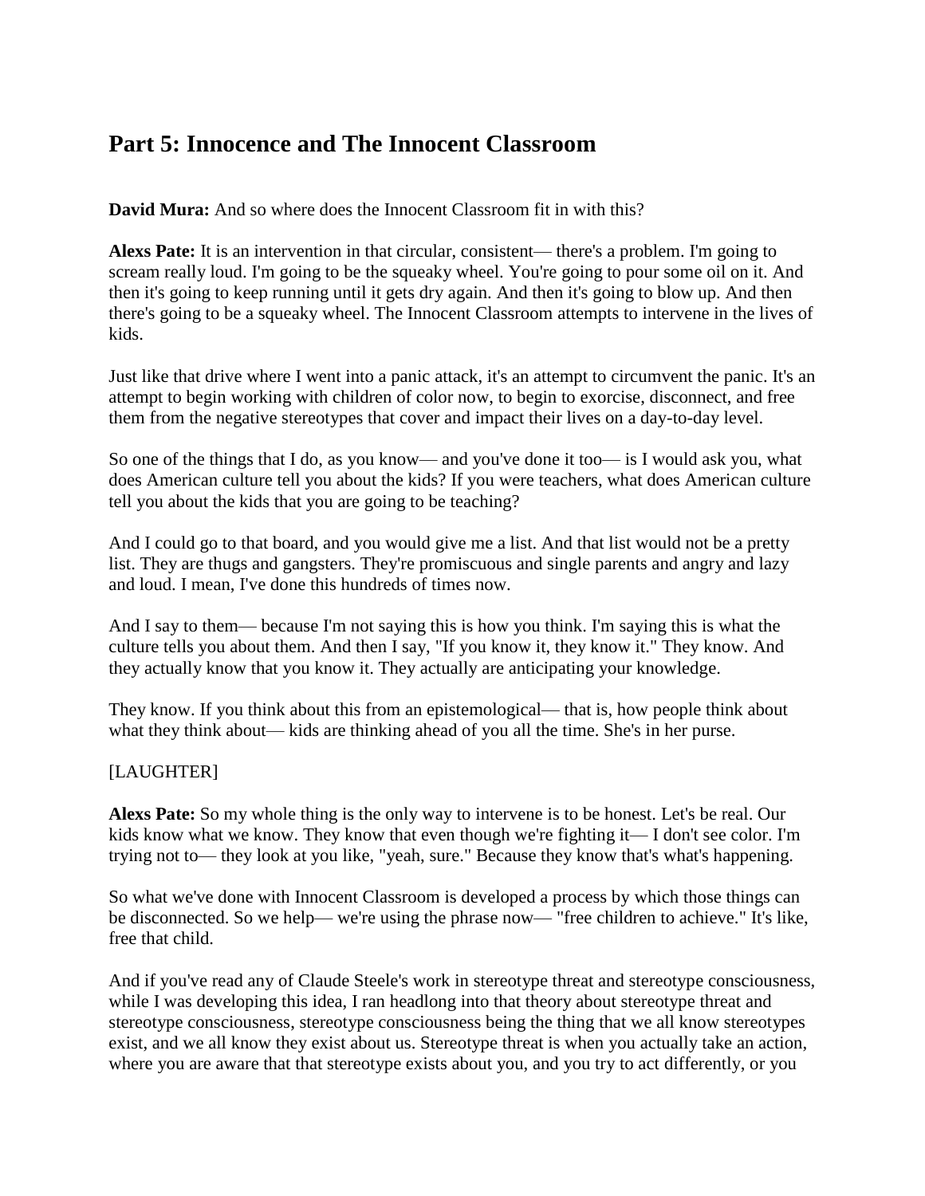## Part 5: Innocence and The Innocent Classroom

**David Mura:** And so where does the Innocent Classroom fit in with this?

**Alexs Pate:** It is an intervention in that circular, consistent— there's a problem. I'm going to scream really loud. I'm going to be the squeaky wheel. You're going to pour some oil on it. And then it's going to keep running until it gets dry again. And then it's going to blow up. And then there's going to be a squeaky wheel. The Innocent Classroom attempts to intervene in the lives of kids.

Just like that drive where I went into a panic attack, it's an attempt to circumvent the panic. It's an attempt to begin working with children of color now, to begin to exorcise, disconnect, and free them from the negative stereotypes that cover and impact their lives on a day-to-day level.

So one of the things that I do, as you know— and you've done it too— is I would ask you, what does American culture tell you about the kids? If you were teachers, what does American culture tell you about the kids that you are going to be teaching?

And I could go to that board, and you would give me a list. And that list would not be a pretty list. They are thugs and gangsters. They're promiscuous and single parents and angry and lazy and loud. I mean, I've done this hundreds of times now.

And I say to them— because I'm not saying this is how you think. I'm saying this is what the culture tells you about them. And then I say, "If you know it, they know it." They know. And they actually know that you know it. They actually are anticipating your knowledge.

They know. If you think about this from an epistemological— that is, how people think about what they think about— kids are thinking ahead of you all the time. She's in her purse.

[LAUGHTER]

**Alexs Pate:** So my whole thing is the only way to intervene is to be honest. Let's be real. Our kids know what we know. They know that even though we're fighting it— I don't see color. I'm trying not to— they look at you like, "yeah, sure." Because they know that's what's happening.

So what we've done with Innocent Classroom is developed a process by which those things can be disconnected. So we help— we're using the phrase now— "free children to achieve." It's like, free that child.

And if you've read any of Claude Steele's work in stereotype threat and stereotype consciousness, while I was developing this idea, I ran headlong into that theory about stereotype threat and stereotype consciousness, stereotype consciousness being the thing that we all know stereotypes exist, and we all know they exist about us. Stereotype threat is when you actually take an action, where you are aware that that stereotype exists about you, and you try to act differently, or you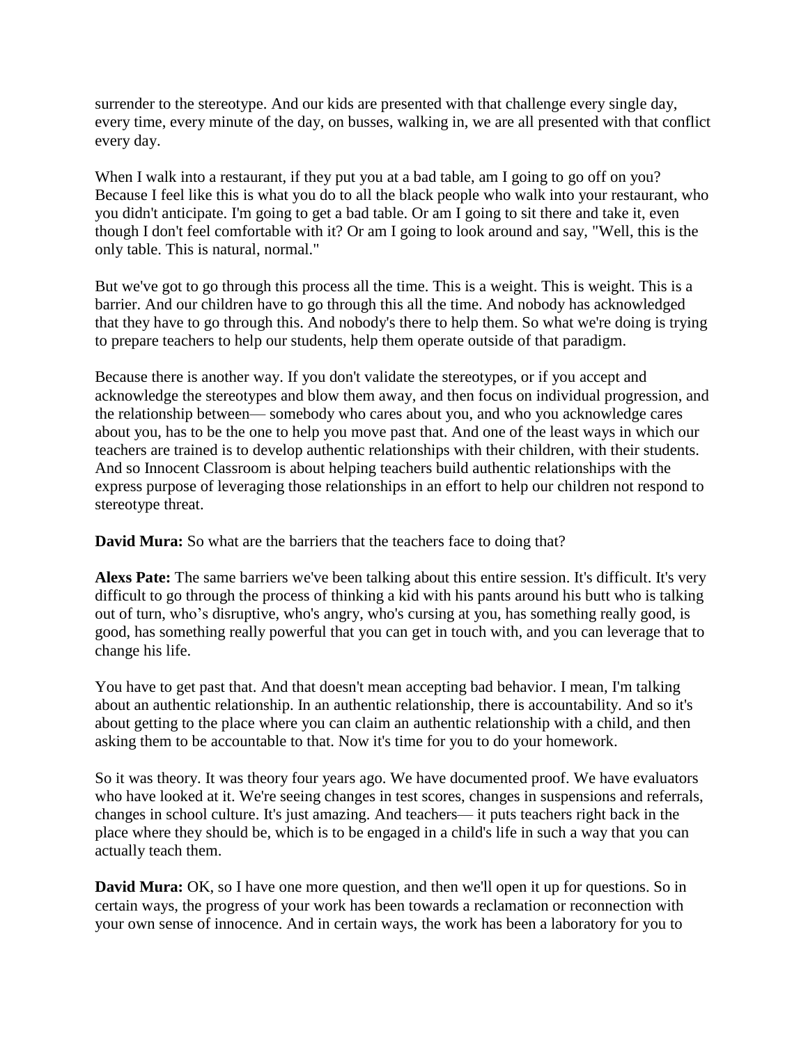surrender to the stereotype. And our kids are presented with that challenge every single day, every time, every minute of the day, on busses, walking in, we are all presented with that conflict every day.

When I walk into a restaurant, if they put you at a bad table, am I going to go off on you? Because I feel like this is what you do to all the black people who walk into your restaurant, who you didn't anticipate. I'm going to get a bad table. Or am I going to sit there and take it, even though I don't feel comfortable with it? Or am I going to look around and say, "Well, this is the only table. This is natural, normal."

But we've got to go through this process all the time. This is a weight. This is weight. This is a barrier. And our children have to go through this all the time. And nobody has acknowledged that they have to go through this. And nobody's there to help them. So what we're doing is trying to prepare teachers to help our students, help them operate outside of that paradigm.

Because there is another way. If you don't validate the stereotypes, or if you accept and acknowledge the stereotypes and blow them away, and then focus on individual progression, and the relationship between— somebody who cares about you, and who you acknowledge cares about you, has to be the one to help you move past that. And one of the least ways in which our teachers are trained is to develop authentic relationships with their children, with their students. And so Innocent Classroom is about helping teachers build authentic relationships with the express purpose of leveraging those relationships in an effort to help our children not respond to stereotype threat.

**David Mura:** So what are the barriers that the teachers face to doing that?

**Alexs Pate:** The same barriers we've been talking about this entire session. It's difficult. It's very difficult to go through the process of thinking a kid with his pants around his butt who is talking out of turn, who's disruptive, who's angry, who's cursing at you, has something really good, is good, has something really powerful that you can get in touch with, and you can leverage that to change his life.

You have to get past that. And that doesn't mean accepting bad behavior. I mean, I'm talking about an authentic relationship. In an authentic relationship, there is accountability. And so it's about getting to the place where you can claim an authentic relationship with a child, and then asking them to be accountable to that. Now it's time for you to do your homework.

So it was theory. It was theory four years ago. We have documented proof. We have evaluators who have looked at it. We're seeing changes in test scores, changes in suspensions and referrals, changes in school culture. It's just amazing. And teachers— it puts teachers right back in the place where they should be, which is to be engaged in a child's life in such a way that you can actually teach them.

**David Mura:** OK, so I have one more question, and then we'll open it up for questions. So in certain ways, the progress of your work has been towards a reclamation or reconnection with your own sense of innocence. And in certain ways, the work has been a laboratory for you to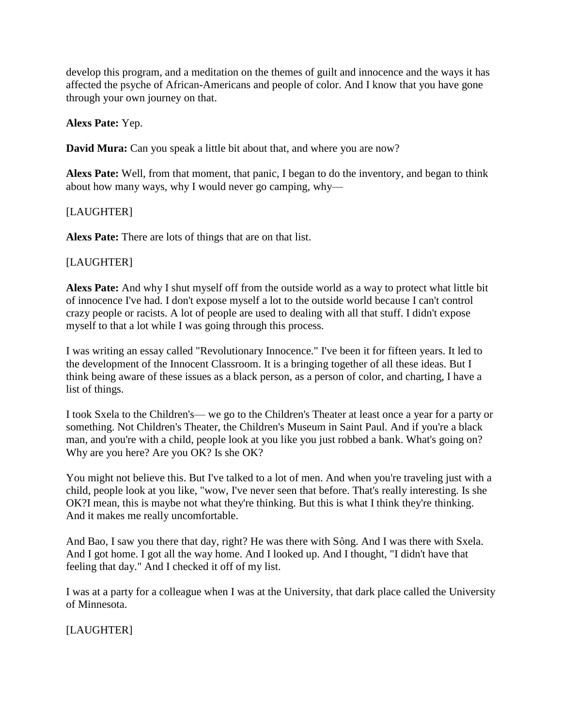develop this program, and a meditation on the themes of guilt and innocence and the ways it has affected the psyche of African-Americans and people of color. And I know that you have gone through your own journey on that.

**Alexs Pate:** Yep.

**David Mura:** Can you speak a little bit about that, and where you are now?

**Alexs Pate:** Well, from that moment, that panic, I began to do the inventory, and began to think about how many ways, why I would never go camping, why—

[LAUGHTER]

**Alexs Pate:** There are lots of things that are on that list.

[LAUGHTER]

**Alexs Pate:** And why I shut myself off from the outside world as a way to protect what little bit of innocence I've had. I don't expose myself a lot to the outside world because I can't control crazy people or racists. A lot of people are used to dealing with all that stuff. I didn't expose myself to that a lot while I was going through this process.

I was writing an essay called "Revolutionary Innocence." I've been it for fifteen years. It led to the development of the Innocent Classroom. It is a bringing together of all these ideas. But I think being aware of these issues as a black person, as a person of color, and charting, I have a list of things.

I took Sxela to the Children's— we go to the Children's Theater at least once a year for a party or something. Not Children's Theater, the Children's Museum in Saint Paul. And if you're a black man, and you're with a child, people look at you like you just robbed a bank. What's going on? Why are you here? Are you OK? Is she OK?

You might not believe this. But I've talked to a lot of men. And when you're traveling just with a child, people look at you like, "wow, I've never seen that before. That's really interesting. Is she OK?I mean, this is maybe not what they're thinking. But this is what I think they're thinking. And it makes me really uncomfortable.

And Bao, I saw you there that day, right? He was there with Sông. And I was there with Sxela. And I got home. I got all the way home. And I looked up. And I thought, "I didn't have that feeling that day." And I checked it off of my list.

I was at a party for a colleague when I was at the University, that dark place called the University of Minnesota.

[LAUGHTER]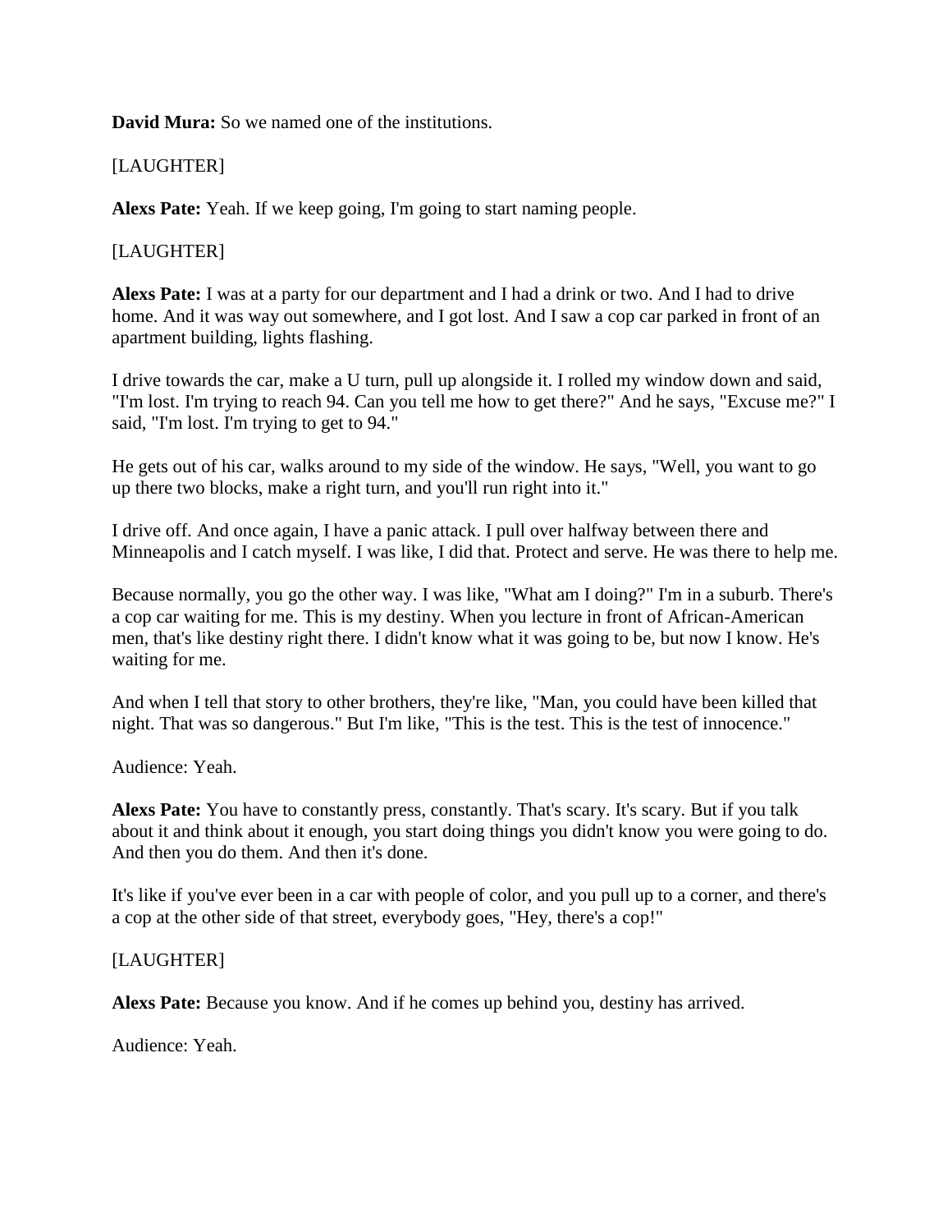**David Mura:** So we named one of the institutions.

[LAUGHTER]

**Alexs Pate:** Yeah. If we keep going, I'm going to start naming people.

[LAUGHTER]

**Alexs Pate:** I was at a party for our department and I had a drink or two. And I had to drive home. And it was way out somewhere, and I got lost. And I saw a cop car parked in front of an apartment building, lights flashing.

I drive towards the car, make a U turn, pull up alongside it. I rolled my window down and said, "I'm lost. I'm trying to reach 94. Can you tell me how to get there?" And he says, "Excuse me?" I said, "I'm lost. I'm trying to get to 94."

He gets out of his car, walks around to my side of the window. He says, "Well, you want to go up there two blocks, make a right turn, and you'll run right into it."

I drive off. And once again, I have a panic attack. I pull over halfway between there and Minneapolis and I catch myself. I was like, I did that. Protect and serve. He was there to help me.

Because normally, you go the other way. I was like, "What am I doing?" I'm in a suburb. There's a cop car waiting for me. This is my destiny. When you lecture in front of African-American men, that's like destiny right there. I didn't know what it was going to be, but now I know. He's waiting for me.

And when I tell that story to other brothers, they're like, "Man, you could have been killed that night. That was so dangerous." But I'm like, "This is the test. This is the test of innocence."

Audience: Yeah.

**Alexs Pate:** You have to constantly press, constantly. That's scary. It's scary. But if you talk about it and think about it enough, you start doing things you didn't know you were going to do. And then you do them. And then it's done.

It's like if you've ever been in a car with people of color, and you pull up to a corner, and there's a cop at the other side of that street, everybody goes, "Hey, there's a cop!"

[LAUGHTER]

**Alexs Pate:** Because you know. And if he comes up behind you, destiny has arrived.

Audience: Yeah.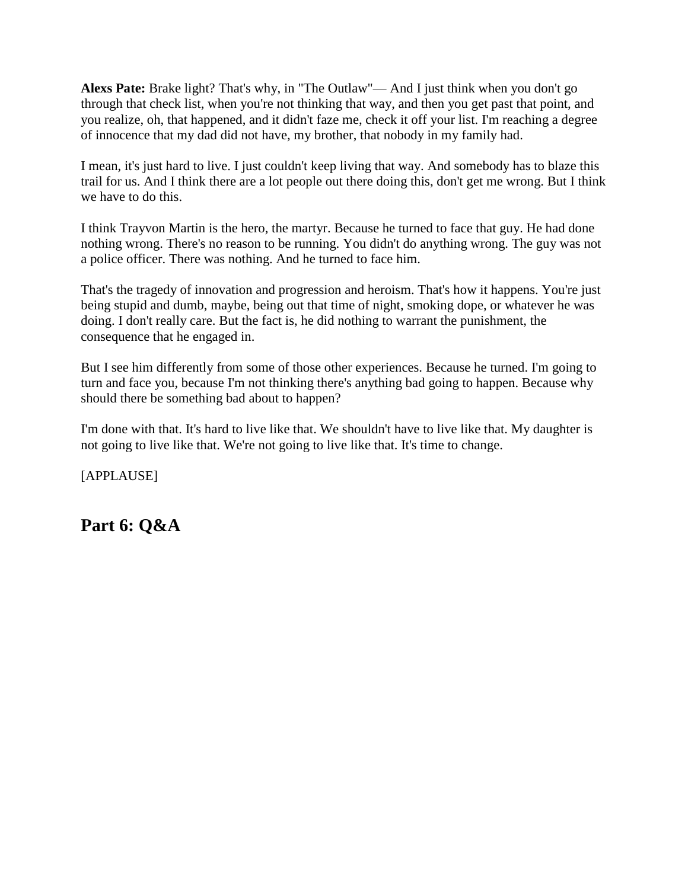**Alexs Pate:** Brake light? That's why, in "The Outlaw"— And I just think when you don't go through that check list, when you're not thinking that way, and then you get past that point, and you realize, oh, that happened, and it didn't faze me, check it off your list. I'm reaching a degree of innocence that my dad did not have, my brother, that nobody in my family had.

I mean, it's just hard to live. I just couldn't keep living that way. And somebody has to blaze this trail for us. And I think there are a lot people out there doing this, don't get me wrong. But I think we have to do this.

I think Trayvon Martin is the hero, the martyr. Because he turned to face that guy. He had done nothing wrong. There's no reason to be running. You didn't do anything wrong. The guy was not a police officer. There was nothing. And he turned to face him.

That's the tragedy of innovation and progression and heroism. That's how it happens. You're just being stupid and dumb, maybe, being out that time of night, smoking dope, or whatever he was doing. I don't really care. But the fact is, he did nothing to warrant the punishment, the consequence that he engaged in.

But I see him differently from some of those other experiences. Because he turned. I'm going to turn and face you, because I'm not thinking there's anything bad going to happen. Because why should there be something bad about to happen?

I'm done with that. It's hard to live like that. We shouldn't have to live like that. My daughter is not going to live like that. We're not going to live like that. It's time to change.

[APPLAUSE]

## Part 6: Q&A